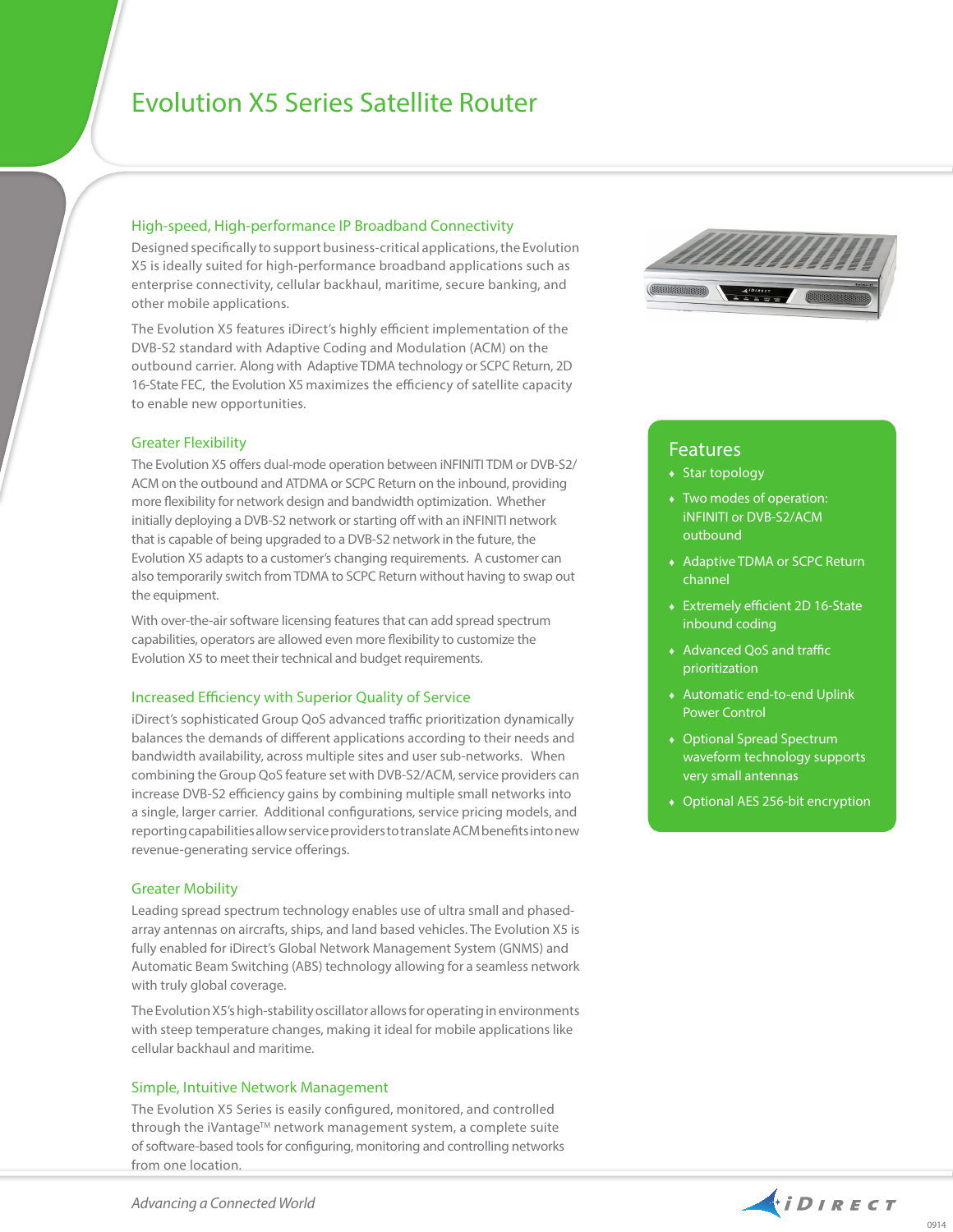# Evolution X5 Series Satellite Router

## High-speed, High-performance IP Broadband Connectivity

Designed specifically to support business-critical applications, the Evolution X5 is ideally suited for high-performance broadband applications such as enterprise connectivity, cellular backhaul, maritime, secure banking, and other mobile applications.

The Evolution X5 features iDirect's highly efficient implementation of the DVB-S2 standard with Adaptive Coding and Modulation (ACM) on the outbound carrier. Along with Adaptive TDMA technology or SCPC Return, 2D 16-State FEC, the Evolution X5 maximizes the efficiency of satellite capacity to enable new opportunities.

## Greater Flexibility

The Evolution X5 offers dual-mode operation between iNFINITI TDM or DVB-S2/ACM on the outbound and ATDMA or SCPC Return on the inbound, providing more flexibility for network design and bandwidth optimization. Whether initially deploying a DVB-S2 network or starting off with an iNFINITI network that is capable of being upgraded to a DVB-S2 network in the future, the Evolution X5 adapts to a customer's changing requirements. A customer can also temporarily switch from TDMA to SCPC Return without having to swap out the equipment.

With over-the-air software licensing features that can add spread spectrum capabilities, operators are allowed even more flexibility to customize the Evolution X5 to meet their technical and budget requirements.

## Increased Efficiency with Superior Quality of Service

iDirect's sophisticated Group QoS advanced traffic prioritization dynamically balances the demands of different applications according to their needs and bandwidth availability, across multiple sites and user sub-networks. When combining the Group QoS feature set with DVB-S2/ACM, service providers can increase DVB-S2 efficiency gains by combining multiple small networks into a single, larger carrier. Additional configurations, service pricing models, and reporting capabilities allow service providers to translate ACM benefits into new revenue-generating service offerings.

## Greater Mobility

Leading spread spectrum technology enables use of ultra small and phased-array antennas on aircrafts, ships, and land based vehicles. The Evolution X5 is fully enabled for iDirect's Global Network Management System (GNMS) and Automatic Beam Switching (ABS) technology allowing for a seamless network with truly global coverage.

The Evolution X5's high-stability oscillator allows for operating in environments with steep temperature changes, making it ideal for mobile applications like cellular backhaul and maritime.

## Simple, Intuitive Network Management

The Evolution X5 Series is easily configured, monitored, and controlled through the iVantage™ network management system, a complete suite of software-based tools for configuring, monitoring and controlling networks from one location.

## Features

- Star topology
- Two modes of operation: iNFINITI or DVB-S2/ACM outbound
- Adaptive TDMA or SCPC Return channel
- Extremely efficient 2D 16-State inbound coding
- Advanced QoS and traffic prioritization
- Automatic end-to-end Uplink Power Control
- Optional Spread Spectrum waveform technology supports very small antennas
- Optional AES 256-bit encryption

*Advancing a Connected World*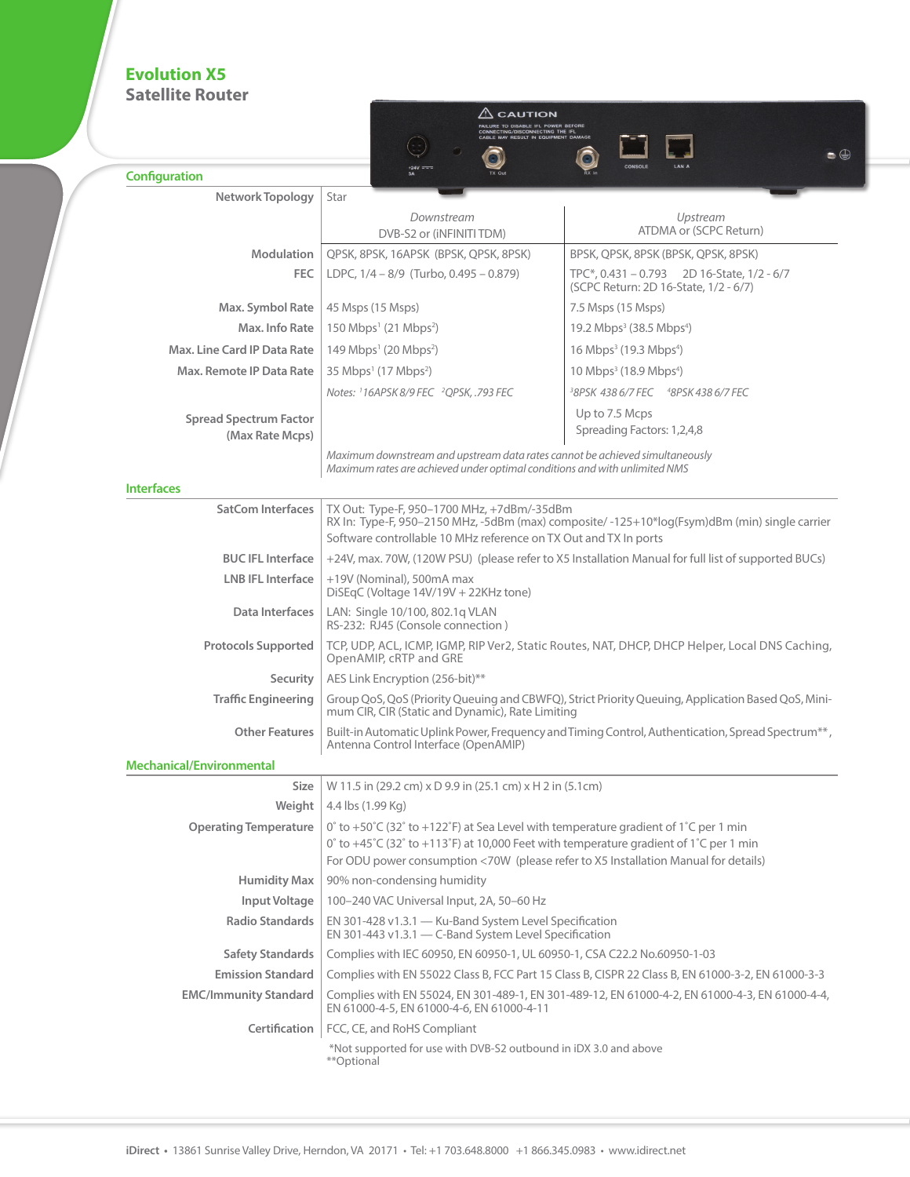# Evolution X5

## Satellite Router

### Configuration

| | Downstream | Upstream |
|---|---|---|
| Network Topology | Star | |
| | *Downstream* DVB-S2 or (iNFINITI TDM) | *Upstream* ATDMA or (SCPC Return) |
| Modulation | QPSK, 8PSK, 16APSK (BPSK, QPSK, 8PSK) | BPSK, QPSK, 8PSK (BPSK, QPSK, 8PSK) |
| FEC | LDPC, 1/4 – 8/9 (Turbo, 0.495 – 0.879) | TPC*, 0.431 – 0.793 2D 16-State, 1/2 - 6/7 (SCPC Return: 2D 16-State, 1/2 - 6/7) |
| Max. Symbol Rate | 45 Msps (15 Msps) | 7.5 Msps (15 Msps) |
| Max. Info Rate | 150 Mbps[1] (21 Mbps[2]) | 19.2 Mbps[3] (38.5 Mbps[4]) |
| Max. Line Card IP Data Rate | 149 Mbps[1] (20 Mbps[2]) | 16 Mbps[3] (19.3 Mbps[4]) |
| Max. Remote IP Data Rate | 35 Mbps[1] (17 Mbps[2]) | 10 Mbps[3] (18.9 Mbps[4]) |
| | *Notes: [1]16APSK 8/9 FEC [2]QPSK, .793 FEC* | *[3]8PSK 438 6/7 FEC [4]8PSK 438 6/7 FEC* |
| Spread Spectrum Factor (Max Rate Mcps) | | Up to 7.5 Mcps<br>Spreading Factors: 1,2,4,8 |
| | *Maximum downstream and upstream data rates cannot be achieved simultaneously*<br>*Maximum rates are achieved under optimal conditions and with unlimited NMS* | |

### Interfaces

| | |
|---|---|
| SatCom Interfaces | TX Out: Type-F, 950–1700 MHz, +7dBm/-35dBm<br>RX In: Type-F, 950–2150 MHz, -5dBm (max) composite/ -125+10*log(Fsym)dBm (min) single carrier<br>Software controllable 10 MHz reference on TX Out and TX In ports |
| BUC IFL Interface | +24V, max. 70W, (120W PSU) (please refer to X5 Installation Manual for full list of supported BUCs) |
| LNB IFL Interface | +19V (Nominal), 500mA max<br>DiSEqC (Voltage 14V/19V + 22KHz tone) |
| Data Interfaces | LAN: Single 10/100, 802.1q VLAN<br>RS-232: RJ45 (Console connection ) |
| Protocols Supported | TCP, UDP, ACL, ICMP, IGMP, RIP Ver2, Static Routes, NAT, DHCP, DHCP Helper, Local DNS Caching, OpenAMIP, cRTP and GRE |
| Security | AES Link Encryption (256-bit)** |
| Traffic Engineering | Group QoS, QoS (Priority Queuing and CBWFQ), Strict Priority Queuing, Application Based QoS, Minimum CIR, CIR (Static and Dynamic), Rate Limiting |
| Other Features | Built-in Automatic Uplink Power, Frequency and Timing Control, Authentication, Spread Spectrum**, Antenna Control Interface (OpenAMIP) |

### Mechanical/Environmental

| | |
|---|---|
| Size | W 11.5 in (29.2 cm) x D 9.9 in (25.1 cm) x H 2 in (5.1cm) |
| Weight | 4.4 lbs (1.99 Kg) |
| Operating Temperature | 0˚ to +50˚C (32˚ to +122˚F) at Sea Level with temperature gradient of 1˚C per 1 min<br>0˚ to +45˚C (32˚ to +113˚F) at 10,000 Feet with temperature gradient of 1˚C per 1 min<br>For ODU power consumption <70W (please refer to X5 Installation Manual for details) |
| Humidity Max | 90% non-condensing humidity |
| Input Voltage | 100–240 VAC Universal Input, 2A, 50–60 Hz |
| Radio Standards | EN 301-428 v1.3.1 — Ku-Band System Level Specification<br>EN 301-443 v1.3.1 — C-Band System Level Specification |
| Safety Standards | Complies with IEC 60950, EN 60950-1, UL 60950-1, CSA C22.2 No.60950-1-03 |
| Emission Standard | Complies with EN 55022 Class B, FCC Part 15 Class B, CISPR 22 Class B, EN 61000-3-2, EN 61000-3-3 |
| EMC/Immunity Standard | Complies with EN 55024, EN 301-489-1, EN 301-489-12, EN 61000-4-2, EN 61000-4-3, EN 61000-4-4, EN 61000-4-5, EN 61000-4-6, EN 61000-4-11 |
| Certification | FCC, CE, and RoHS Compliant |

*Not supported for use with DVB-S2 outbound in iDX 3.0 and above
**Optional

**iDirect** • 13861 Sunrise Valley Drive, Herndon, VA 20171 • Tel: +1 703.648.8000 +1 866.345.0983 • www.idirect.net